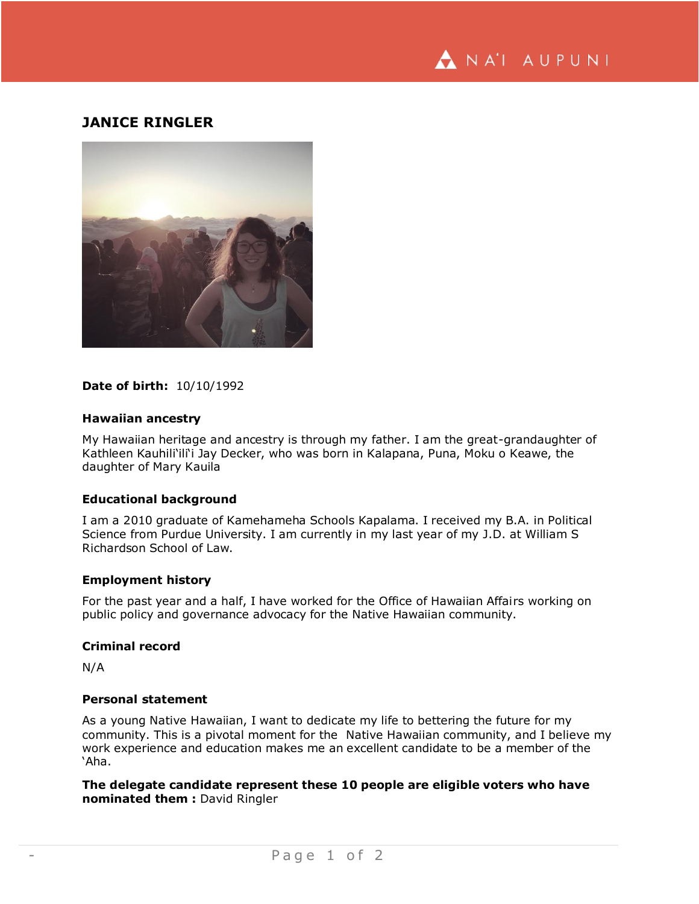# JANICE RINGLER

**Date of birth:** 10/10/1992

### Hawaiian ancestry

My Hawaiian heritage and ancestry is through my father. I am the great-grandaughter of Kathleen Kauhiliʻiliʻi Jay Decker, who was born in Kalapana, Puna, Moku o Keawe, the daughter of Mary Kauila

### Educational background

I am a 2010 graduate of Kamehameha Schools Kapalama. I received my B.A. in Political Science from Purdue University. I am currently in my last year of my J.D. at William S Richardson School of Law.

### Employment history

For the past year and a half, I have worked for the Office of Hawaiian Affairs working on public policy and governance advocacy for the Native Hawaiian community.

### Criminal record

N/A

### Personal statement

As a young Native Hawaiian, I want to dedicate my life to bettering the future for my community. This is a pivotal moment for the Native Hawaiian community, and I believe my work experience and education makes me an excellent candidate to be a member of the ʻAha.

**The delegate candidate represent these 10 people are eligible voters who have nominated them :** David Ringler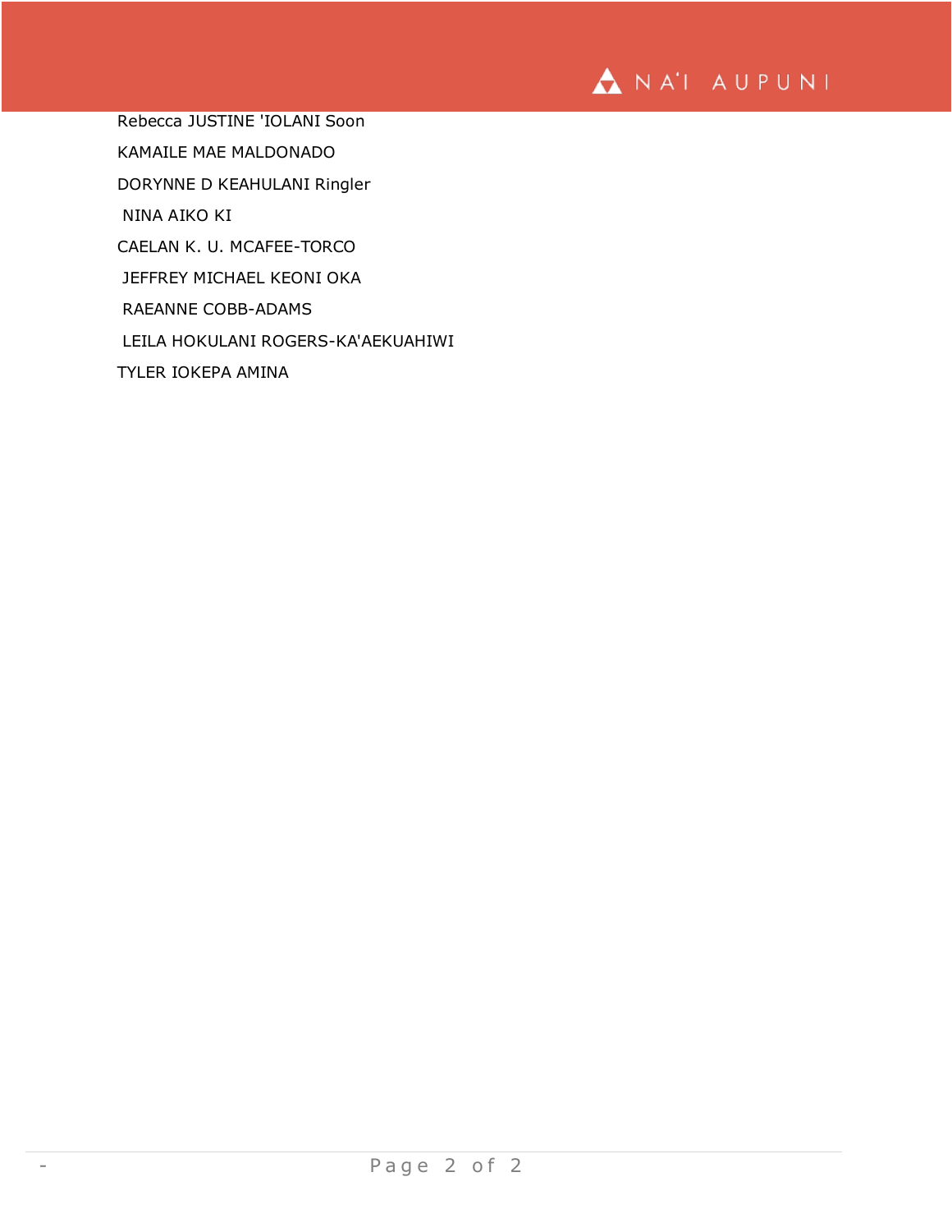Rebecca JUSTINE 'IOLANI Soon

KAMAILE MAE MALDONADO

DORYNNE D KEAHULANI Ringler

NINA AIKO KI

CAELAN K. U. MCAFEE-TORCO

JEFFREY MICHAEL KEONI OKA

RAEANNE COBB-ADAMS

LEILA HOKULANI ROGERS-KA'AEKUAHIWI

TYLER IOKEPA AMINA